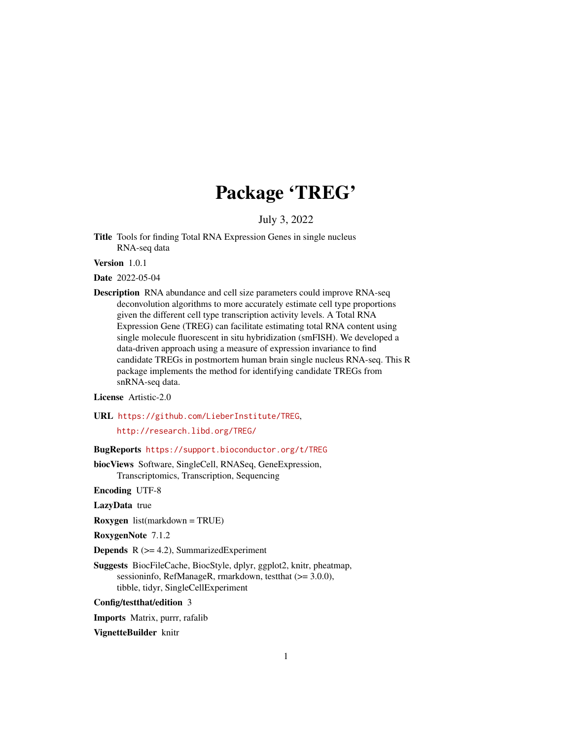# Package 'TREG'

July 3, 2022

**Title** Tools for finding Total RNA Expression Genes in single nucleus RNA-seq data

**Version** 1.0.1

**Date** 2022-05-04

**Description** RNA abundance and cell size parameters could improve RNA-seq deconvolution algorithms to more accurately estimate cell type proportions given the different cell type transcription activity levels. A Total RNA Expression Gene (TREG) can facilitate estimating total RNA content using single molecule fluorescent in situ hybridization (smFISH). We developed a data-driven approach using a measure of expression invariance to find candidate TREGs in postmortem human brain single nucleus RNA-seq. This R package implements the method for identifying candidate TREGs from snRNA-seq data.

**License** Artistic-2.0

**URL** https://github.com/LieberInstitute/TREG,
http://research.libd.org/TREG/

**BugReports** https://support.bioconductor.org/t/TREG

**biocViews** Software, SingleCell, RNASeq, GeneExpression, Transcriptomics, Transcription, Sequencing

**Encoding** UTF-8

**LazyData** true

**Roxygen** list(markdown = TRUE)

**RoxygenNote** 7.1.2

**Depends** R (>= 4.2), SummarizedExperiment

**Suggests** BiocFileCache, BiocStyle, dplyr, ggplot2, knitr, pheatmap, sessioninfo, RefManageR, rmarkdown, testthat (>= 3.0.0), tibble, tidyr, SingleCellExperiment

**Config/testthat/edition** 3

**Imports** Matrix, purrr, rafalib

**VignetteBuilder** knitr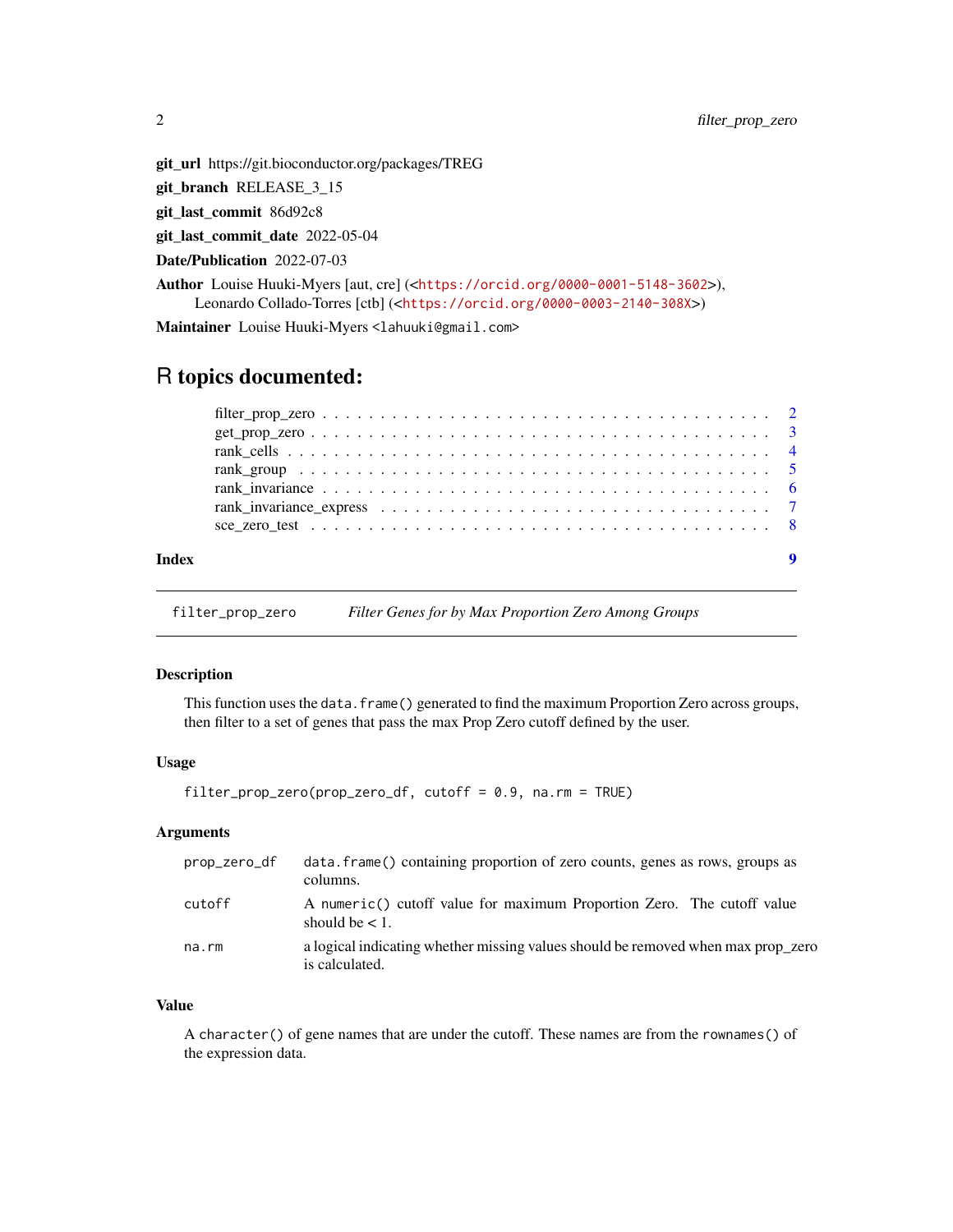**git_url** https://git.bioconductor.org/packages/TREG

**git_branch** RELEASE_3_15

**git_last_commit** 86d92c8

**git_last_commit_date** 2022-05-04

**Date/Publication** 2022-07-03

**Author** Louise Huuki-Myers [aut, cre] (<https://orcid.org/0000-0001-5148-3602>), Leonardo Collado-Torres [ctb] (<https://orcid.org/0000-0003-2140-308X>)

**Maintainer** Louise Huuki-Myers <lahuuki@gmail.com>

# R topics documented:

- filter_prop_zero . . . . . . . . . . . . . . . . . . . . . . . . . . . . . . . . . . . . . . . 2
- get_prop_zero . . . . . . . . . . . . . . . . . . . . . . . . . . . . . . . . . . . . . . . 3
- rank_cells . . . . . . . . . . . . . . . . . . . . . . . . . . . . . . . . . . . . . . . 4
- rank_group . . . . . . . . . . . . . . . . . . . . . . . . . . . . . . . . . . . . . . . 5
- rank_invariance . . . . . . . . . . . . . . . . . . . . . . . . . . . . . . . . . . . . . . . 6
- rank_invariance_express . . . . . . . . . . . . . . . . . . . . . . . . . . . . . . . . . . 7
- sce_zero_test . . . . . . . . . . . . . . . . . . . . . . . . . . . . . . . . . . . . . . . 8

**Index** 9

---

## filter_prop_zero — *Filter Genes for by Max Proportion Zero Among Groups*

### Description

This function uses the `data.frame()` generated to find the maximum Proportion Zero across groups, then filter to a set of genes that pass the max Prop Zero cutoff defined by the user.

### Usage

```
filter_prop_zero(prop_zero_df, cutoff = 0.9, na.rm = TRUE)
```

### Arguments

| Argument | Description |
| --- | --- |
| `prop_zero_df` | `data.frame()` containing proportion of zero counts, genes as rows, groups as columns. |
| `cutoff` | A `numeric()` cutoff value for maximum Proportion Zero. The cutoff value should be < 1. |
| `na.rm` | a logical indicating whether missing values should be removed when max prop_zero is calculated. |

### Value

A `character()` of gene names that are under the cutoff. These names are from the `rownames()` of the expression data.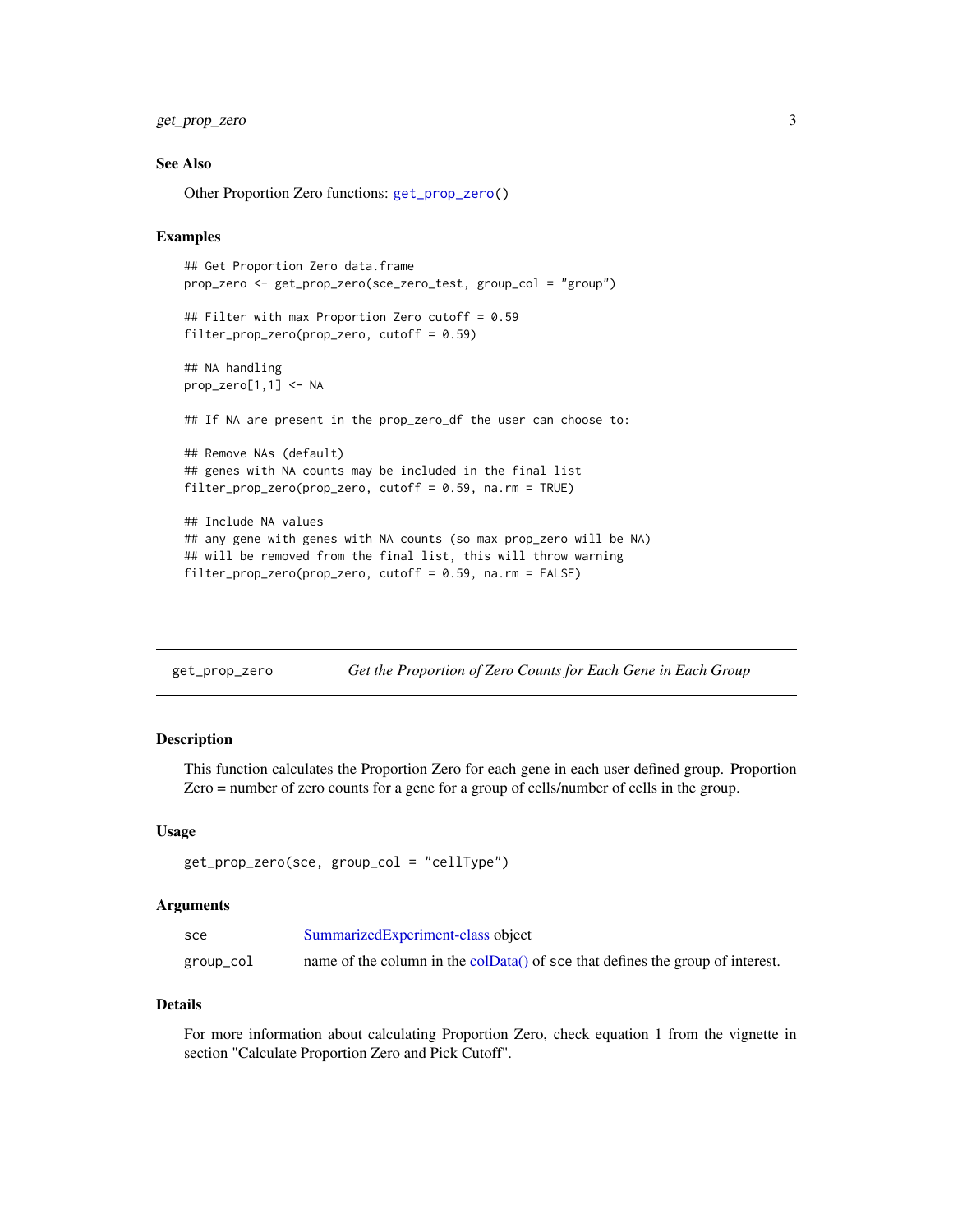### See Also

Other Proportion Zero functions: `get_prop_zero()`

### Examples

```
## Get Proportion Zero data.frame
prop_zero <- get_prop_zero(sce_zero_test, group_col = "group")

## Filter with max Proportion Zero cutoff = 0.59
filter_prop_zero(prop_zero, cutoff = 0.59)

## NA handling
prop_zero[1,1] <- NA

## If NA are present in the prop_zero_df the user can choose to:

## Remove NAs (default)
## genes with NA counts may be included in the final list
filter_prop_zero(prop_zero, cutoff = 0.59, na.rm = TRUE)

## Include NA values
## any gene with genes with NA counts (so max prop_zero will be NA)
## will be removed from the final list, this will throw warning
filter_prop_zero(prop_zero, cutoff = 0.59, na.rm = FALSE)
```

---

## get_prop_zero — *Get the Proportion of Zero Counts for Each Gene in Each Group*

---

### Description

This function calculates the Proportion Zero for each gene in each user defined group. Proportion Zero = number of zero counts for a gene for a group of cells/number of cells in the group.

### Usage

```
get_prop_zero(sce, group_col = "cellType")
```

### Arguments

| | |
|---|---|
| `sce` | SummarizedExperiment-class object |
| `group_col` | name of the column in the colData() of `sce` that defines the group of interest. |

### Details

For more information about calculating Proportion Zero, check equation 1 from the vignette in section "Calculate Proportion Zero and Pick Cutoff".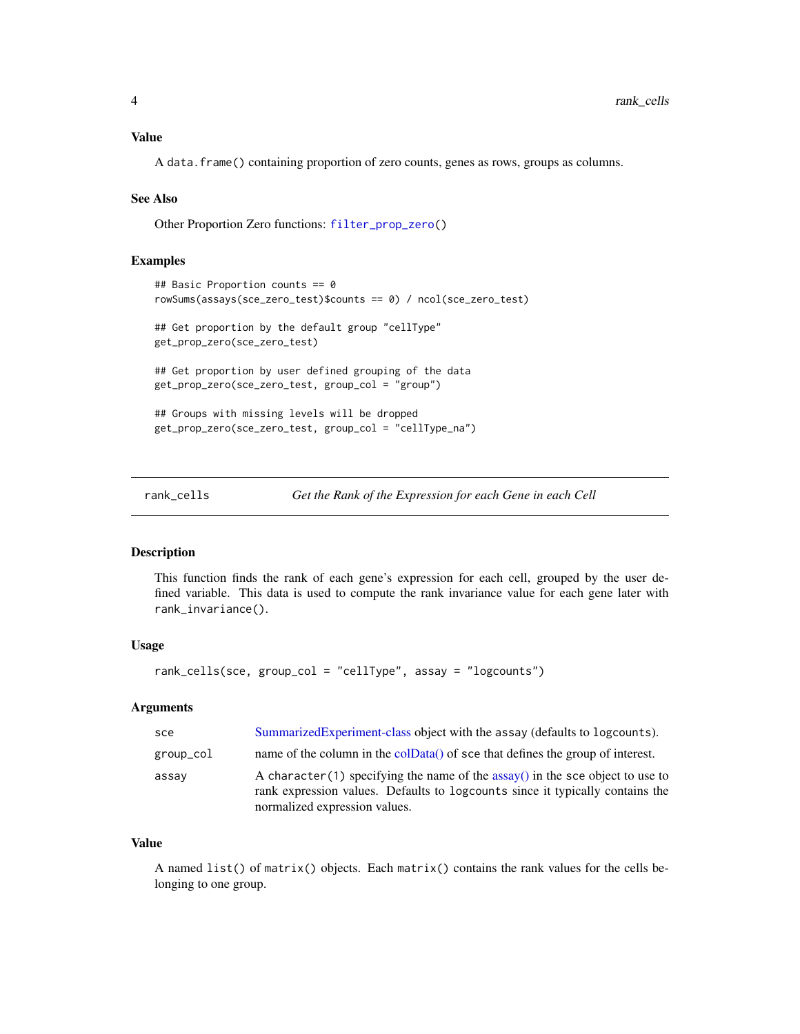### Value

A `data.frame()` containing proportion of zero counts, genes as rows, groups as columns.

### See Also

Other Proportion Zero functions: `filter_prop_zero()`

### Examples

```
## Basic Proportion counts == 0
rowSums(assays(sce_zero_test)$counts == 0) / ncol(sce_zero_test)

## Get proportion by the default group "cellType"
get_prop_zero(sce_zero_test)

## Get proportion by user defined grouping of the data
get_prop_zero(sce_zero_test, group_col = "group")

## Groups with missing levels will be dropped
get_prop_zero(sce_zero_test, group_col = "cellType_na")
```

---

## rank_cells — *Get the Rank of the Expression for each Gene in each Cell*

### Description

This function finds the rank of each gene's expression for each cell, grouped by the user defined variable. This data is used to compute the rank invariance value for each gene later with `rank_invariance()`.

### Usage

```
rank_cells(sce, group_col = "cellType", assay = "logcounts")
```

### Arguments

| | |
|---|---|
| `sce` | SummarizedExperiment-class object with the `assay` (defaults to `logcounts`). |
| `group_col` | name of the column in the colData() of `sce` that defines the group of interest. |
| `assay` | A `character(1)` specifying the name of the assay() in the `sce` object to use to rank expression values. Defaults to `logcounts` since it typically contains the normalized expression values. |

### Value

A named `list()` of `matrix()` objects. Each `matrix()` contains the rank values for the cells belonging to one group.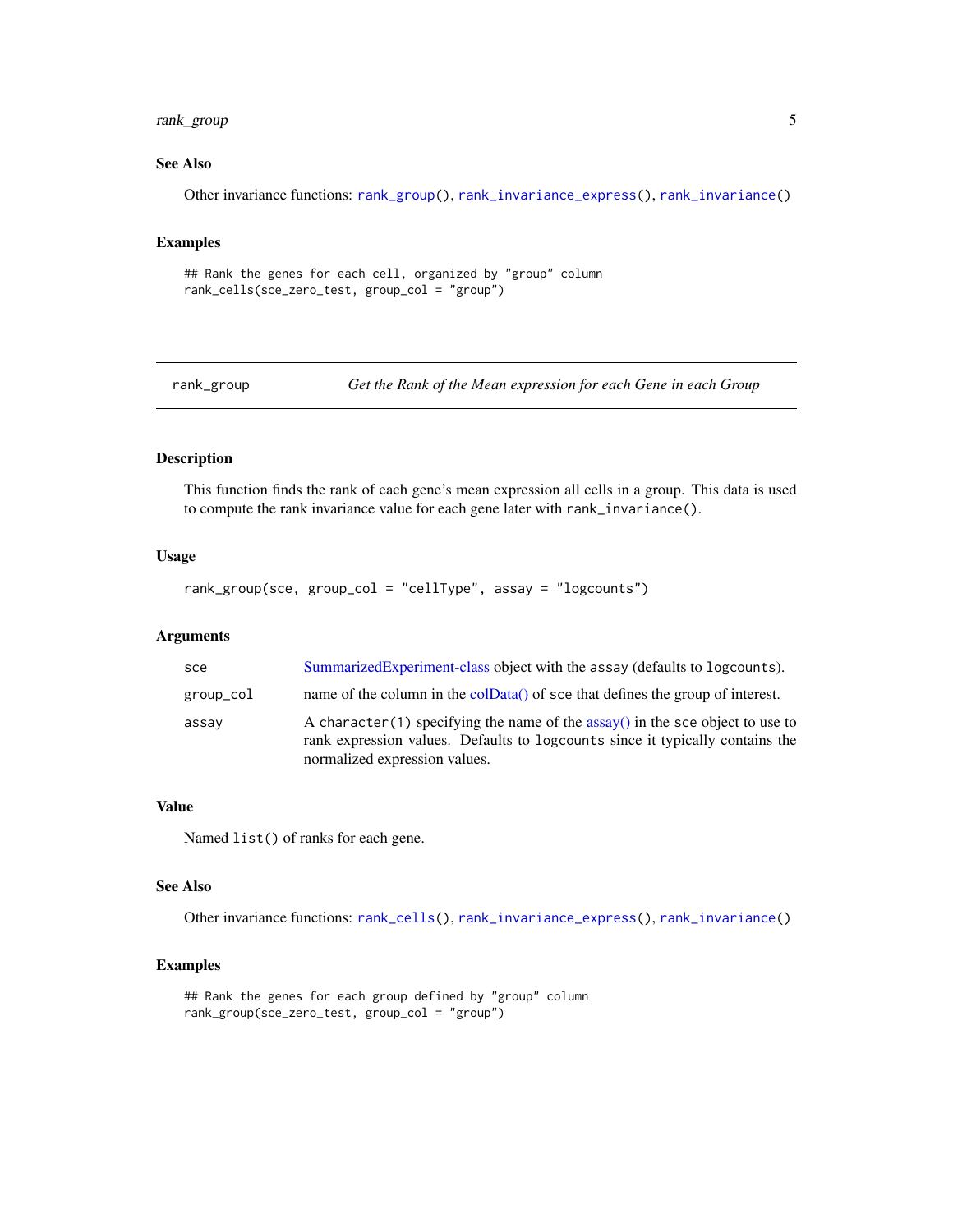### See Also

Other invariance functions: rank_group(), rank_invariance_express(), rank_invariance()

### Examples

```
## Rank the genes for each cell, organized by "group" column
rank_cells(sce_zero_test, group_col = "group")
```

---

## rank_group — *Get the Rank of the Mean expression for each Gene in each Group*

### Description

This function finds the rank of each gene's mean expression all cells in a group. This data is used to compute the rank invariance value for each gene later with `rank_invariance()`.

### Usage

```
rank_group(sce, group_col = "cellType", assay = "logcounts")
```

### Arguments

| | |
|---|---|
| `sce` | SummarizedExperiment-class object with the `assay` (defaults to `logcounts`). |
| `group_col` | name of the column in the colData() of `sce` that defines the group of interest. |
| `assay` | A `character(1)` specifying the name of the assay() in the `sce` object to use to rank expression values. Defaults to `logcounts` since it typically contains the normalized expression values. |

### Value

Named `list()` of ranks for each gene.

### See Also

Other invariance functions: rank_cells(), rank_invariance_express(), rank_invariance()

### Examples

```
## Rank the genes for each group defined by "group" column
rank_group(sce_zero_test, group_col = "group")
```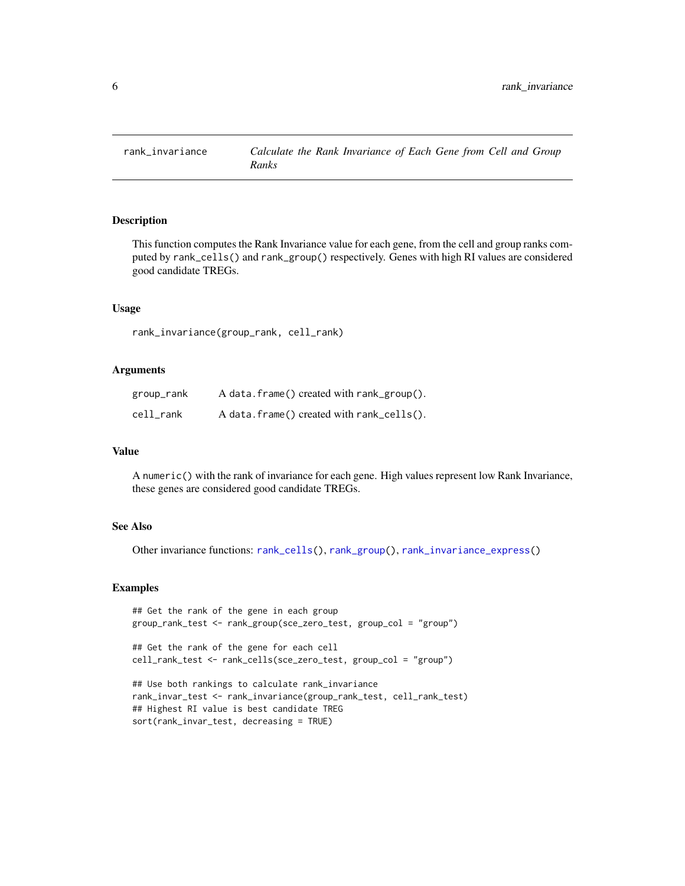rank_invariance — *Calculate the Rank Invariance of Each Gene from Cell and Group Ranks*

## Description

This function computes the Rank Invariance value for each gene, from the cell and group ranks computed by `rank_cells()` and `rank_group()` respectively. Genes with high RI values are considered good candidate TREGs.

## Usage

```
rank_invariance(group_rank, cell_rank)
```

## Arguments

| | |
|---|---|
| group_rank | A `data.frame()` created with `rank_group()`. |
| cell_rank | A `data.frame()` created with `rank_cells()`. |

## Value

A `numeric()` with the rank of invariance for each gene. High values represent low Rank Invariance, these genes are considered good candidate TREGs.

## See Also

Other invariance functions: `rank_cells()`, `rank_group()`, `rank_invariance_express()`

## Examples

```
## Get the rank of the gene in each group
group_rank_test <- rank_group(sce_zero_test, group_col = "group")

## Get the rank of the gene for each cell
cell_rank_test <- rank_cells(sce_zero_test, group_col = "group")

## Use both rankings to calculate rank_invariance
rank_invar_test <- rank_invariance(group_rank_test, cell_rank_test)
## Highest RI value is best candidate TREG
sort(rank_invar_test, decreasing = TRUE)
```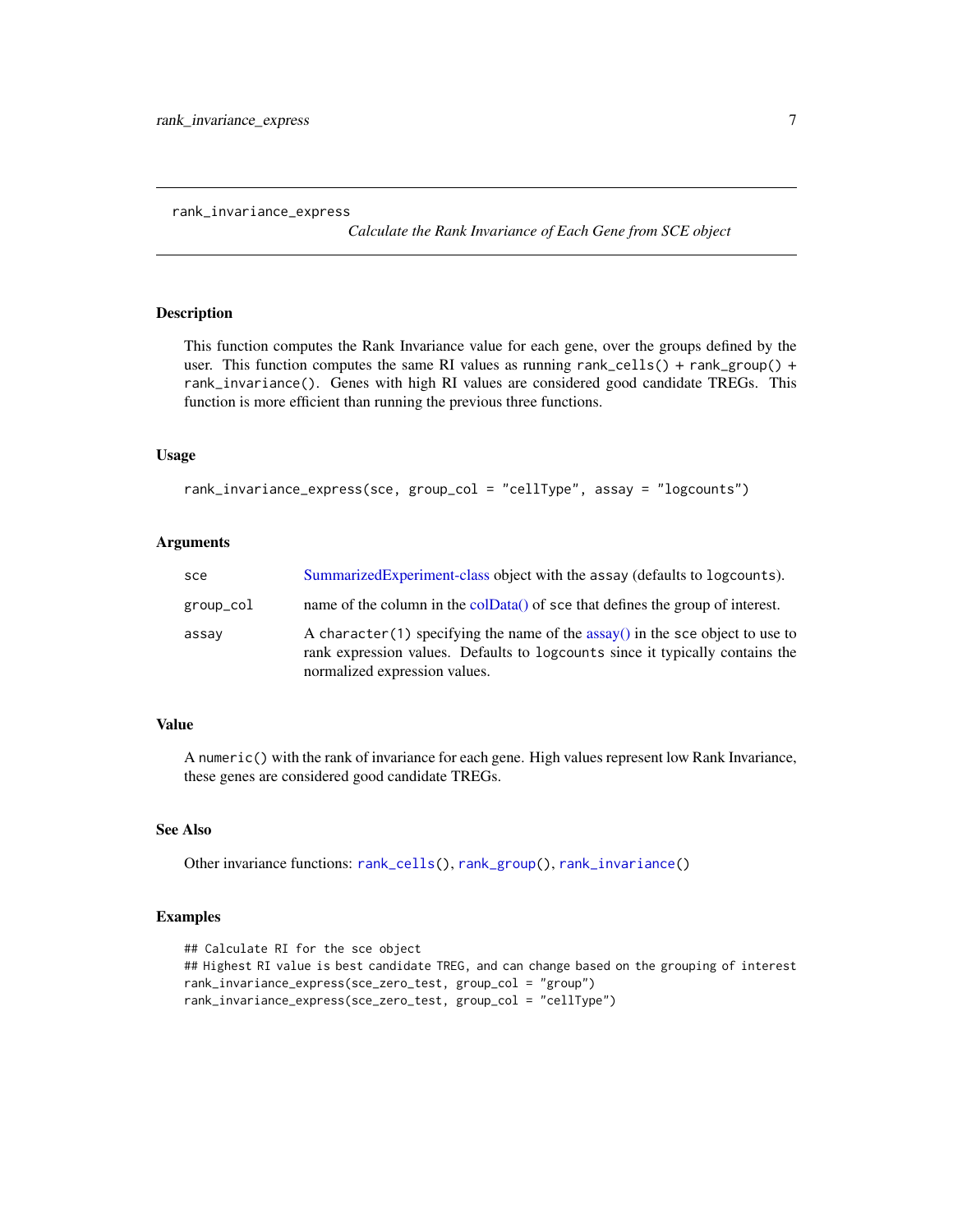# rank_invariance_express

*Calculate the Rank Invariance of Each Gene from SCE object*

## Description

This function computes the Rank Invariance value for each gene, over the groups defined by the user. This function computes the same RI values as running `rank_cells()` + `rank_group()` + `rank_invariance()`. Genes with high RI values are considered good candidate TREGs. This function is more efficient than running the previous three functions.

## Usage

```
rank_invariance_express(sce, group_col = "cellType", assay = "logcounts")
```

## Arguments

| | |
|---|---|
| `sce` | SummarizedExperiment-class object with the assay (defaults to `logcounts`). |
| `group_col` | name of the column in the colData() of `sce` that defines the group of interest. |
| `assay` | A `character(1)` specifying the name of the assay() in the `sce` object to use to rank expression values. Defaults to `logcounts` since it typically contains the normalized expression values. |

## Value

A `numeric()` with the rank of invariance for each gene. High values represent low Rank Invariance, these genes are considered good candidate TREGs.

## See Also

Other invariance functions: `rank_cells()`, `rank_group()`, `rank_invariance()`

## Examples

```
## Calculate RI for the sce object
## Highest RI value is best candidate TREG, and can change based on the grouping of interest
rank_invariance_express(sce_zero_test, group_col = "group")
rank_invariance_express(sce_zero_test, group_col = "cellType")
```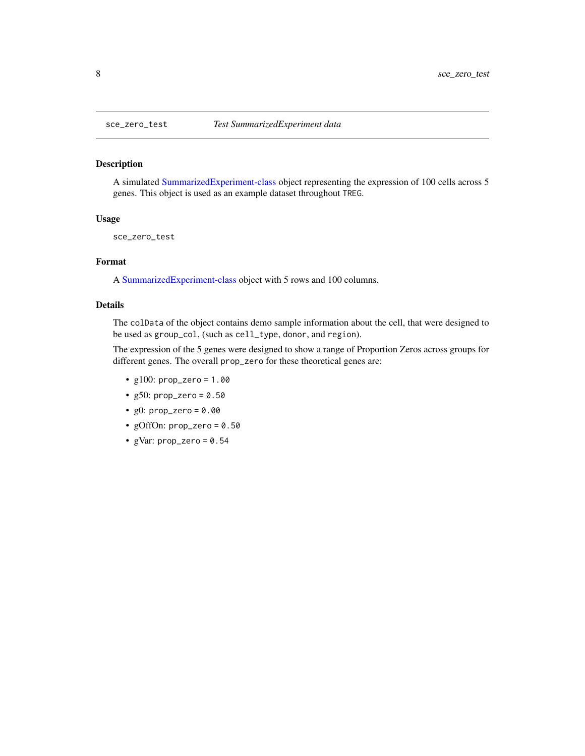`sce_zero_test` *Test SummarizedExperiment data*

## Description

A simulated SummarizedExperiment-class object representing the expression of 100 cells across 5 genes. This object is used as an example dataset throughout `TREG`.

## Usage

```
sce_zero_test
```

## Format

A SummarizedExperiment-class object with 5 rows and 100 columns.

## Details

The `colData` of the object contains demo sample information about the cell, that were designed to be used as `group_col`, (such as `cell_type`, `donor`, and `region`).

The expression of the 5 genes were designed to show a range of Proportion Zeros across groups for different genes. The overall `prop_zero` for these theoretical genes are:

- g100: `prop_zero = 1.00`
- g50: `prop_zero = 0.50`
- g0: `prop_zero = 0.00`
- gOffOn: `prop_zero = 0.50`
- gVar: `prop_zero = 0.54`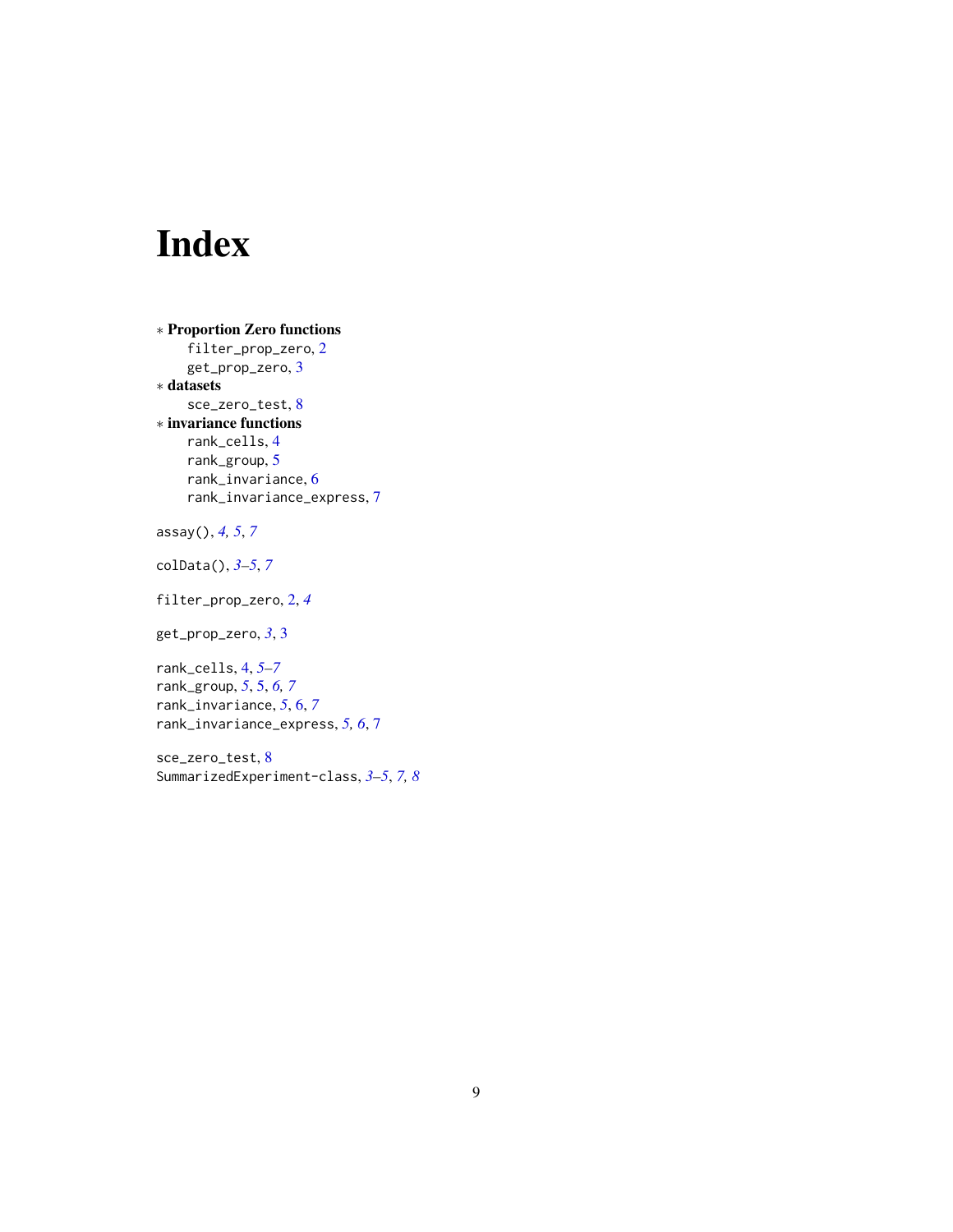# Index

∗ **Proportion Zero functions**
    filter_prop_zero, 2
    get_prop_zero, 3

∗ **datasets**
    sce_zero_test, 8

∗ **invariance functions**
    rank_cells, 4
    rank_group, 5
    rank_invariance, 6
    rank_invariance_express, 7

assay(), *4, 5*, *7*

colData(), *3–5*, *7*

filter_prop_zero, 2, *4*

get_prop_zero, *3*, 3

rank_cells, 4, *5–7*
rank_group, *5*, 5, *6, 7*
rank_invariance, *5*, 6, *7*
rank_invariance_express, *5, 6*, 7

sce_zero_test, 8
SummarizedExperiment-class, *3–5*, *7, 8*